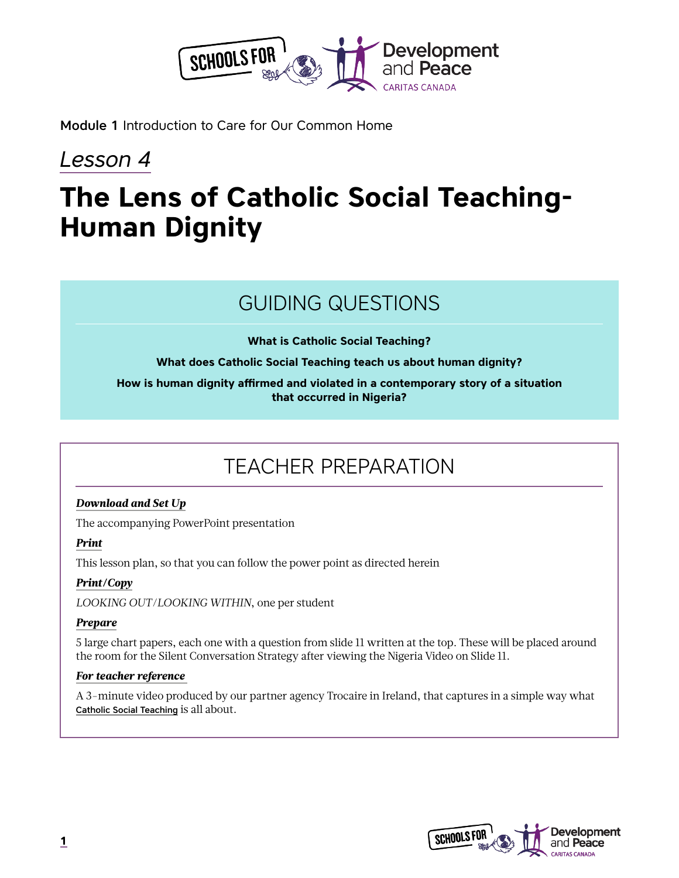**Module 1** Introduction to Care for Our Common Home

*Lesson 4*

# The Lens of Catholic Social Teaching-Human Dignity

## GUIDING QUESTIONS

**What is Catholic Social Teaching?**

**What does Catholic Social Teaching teach us about human dignity?**

**How is human dignity affirmed and violated in a contemporary story of a situation that occurred in Nigeria?**

## TEACHER PREPARATION

***Download and Set Up***

The accompanying PowerPoint presentation

***Print***

This lesson plan, so that you can follow the power point as directed herein

***Print/Copy***

*LOOKING OUT/LOOKING WITHIN*, one per student

***Prepare***

5 large chart papers, each one with a question from slide 11 written at the top. These will be placed around the room for the Silent Conversation Strategy after viewing the Nigeria Video on Slide 11.

***For teacher reference***

A 3-minute video produced by our partner agency Trocaire in Ireland, that captures in a simple way what Catholic Social Teaching is all about.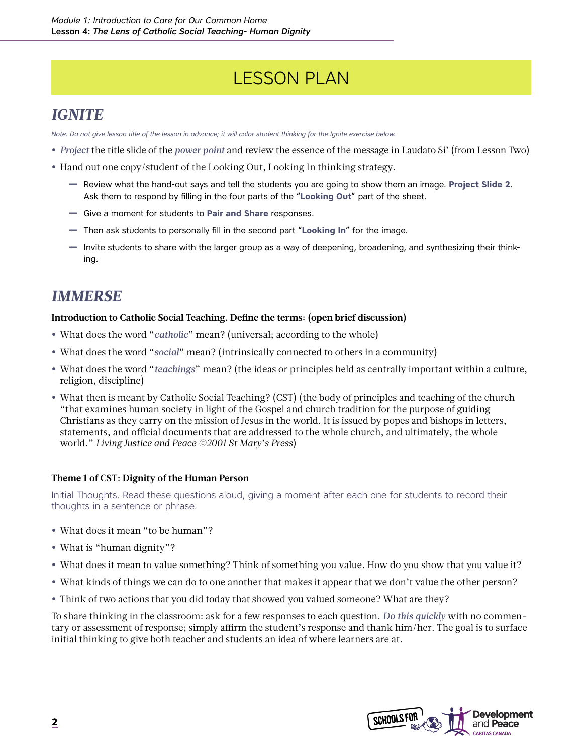# LESSON PLAN

## *IGNITE*

*Note: Do not give lesson title of the lesson in advance; it will color student thinking for the Ignite exercise below.*

- *Project* the title slide of the *power point* and review the essence of the message in Laudato Si' (from Lesson Two)
- Hand out one copy/student of the Looking Out, Looking In thinking strategy.
  - Review what the hand-out says and tell the students you are going to show them an image. **Project Slide 2**. Ask them to respond by filling in the four parts of the "**Looking Out**" part of the sheet.
  - Give a moment for students to **Pair and Share** responses.
  - Then ask students to personally fill in the second part "**Looking In**" for the image.
  - Invite students to share with the larger group as a way of deepening, broadening, and synthesizing their thinking.

## *IMMERSE*

**Introduction to Catholic Social Teaching. Define the terms: (open brief discussion)**

- What does the word "*catholic*" mean? (universal; according to the whole)
- What does the word "*social*" mean? (intrinsically connected to others in a community)
- What does the word "*teachings*" mean? (the ideas or principles held as centrally important within a culture, religion, discipline)
- What then is meant by Catholic Social Teaching? (CST) (the body of principles and teaching of the church "that examines human society in light of the Gospel and church tradition for the purpose of guiding Christians as they carry on the mission of Jesus in the world. It is issued by popes and bishops in letters, statements, and official documents that are addressed to the whole church, and ultimately, the whole world." *Living Justice and Peace ©2001 St Mary's Press*)

**Theme 1 of CST: Dignity of the Human Person**

Initial Thoughts. Read these questions aloud, giving a moment after each one for students to record their thoughts in a sentence or phrase.

- What does it mean "to be human"?
- What is "human dignity"?
- What does it mean to value something? Think of something you value. How do you show that you value it?
- What kinds of things we can do to one another that makes it appear that we don't value the other person?
- Think of two actions that you did today that showed you valued someone? What are they?

To share thinking in the classroom: ask for a few responses to each question. *Do this quickly* with no commentary or assessment of response; simply affirm the student's response and thank him/her. The goal is to surface initial thinking to give both teacher and students an idea of where learners are at.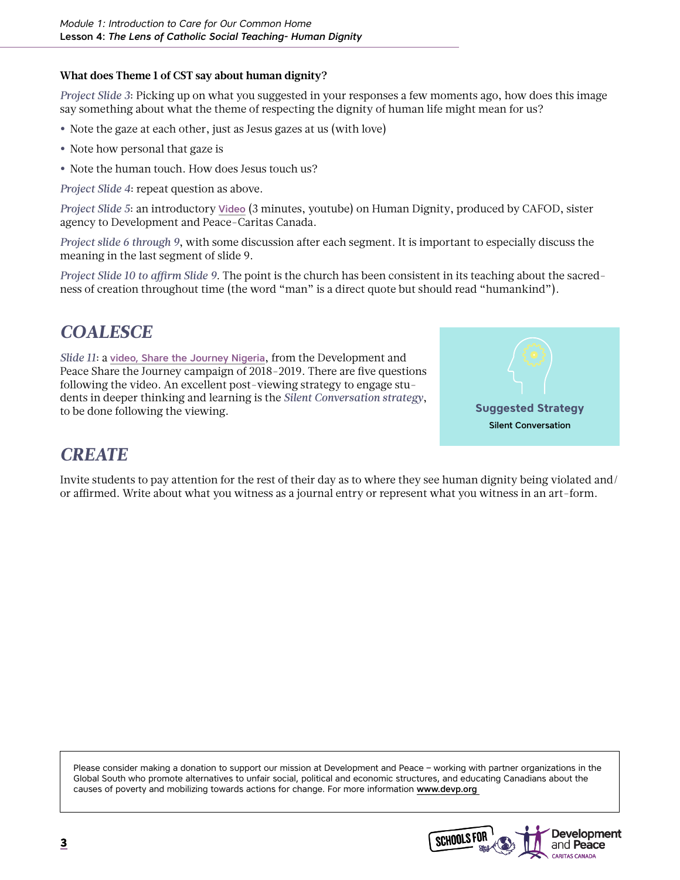**What does Theme 1 of CST say about human dignity?**

*Project Slide 3*: Picking up on what you suggested in your responses a few moments ago, how does this image say something about what the theme of respecting the dignity of human life might mean for us?

- Note the gaze at each other, just as Jesus gazes at us (with love)
- Note how personal that gaze is
- Note the human touch. How does Jesus touch us?

*Project Slide 4*: repeat question as above.

*Project Slide 5*: an introductory Video (3 minutes, youtube) on Human Dignity, produced by CAFOD, sister agency to Development and Peace-Caritas Canada.

*Project slide 6 through 9*, with some discussion after each segment. It is important to especially discuss the meaning in the last segment of slide 9.

*Project Slide 10 to affirm Slide 9*. The point is the church has been consistent in its teaching about the sacredness of creation throughout time (the word "man" is a direct quote but should read "humankind").

## *COALESCE*

*Slide 11*: a video, Share the Journey Nigeria, from the Development and Peace Share the Journey campaign of 2018-2019. There are five questions following the video. An excellent post-viewing strategy to engage students in deeper thinking and learning is the *Silent Conversation strategy*, to be done following the viewing.

**Suggested Strategy**
Silent Conversation

## *CREATE*

Invite students to pay attention for the rest of their day as to where they see human dignity being violated and/or affirmed. Write about what you witness as a journal entry or represent what you witness in an art-form.

Please consider making a donation to support our mission at Development and Peace – working with partner organizations in the Global South who promote alternatives to unfair social, political and economic structures, and educating Canadians about the causes of poverty and mobilizing towards actions for change. For more information **www.devp.org**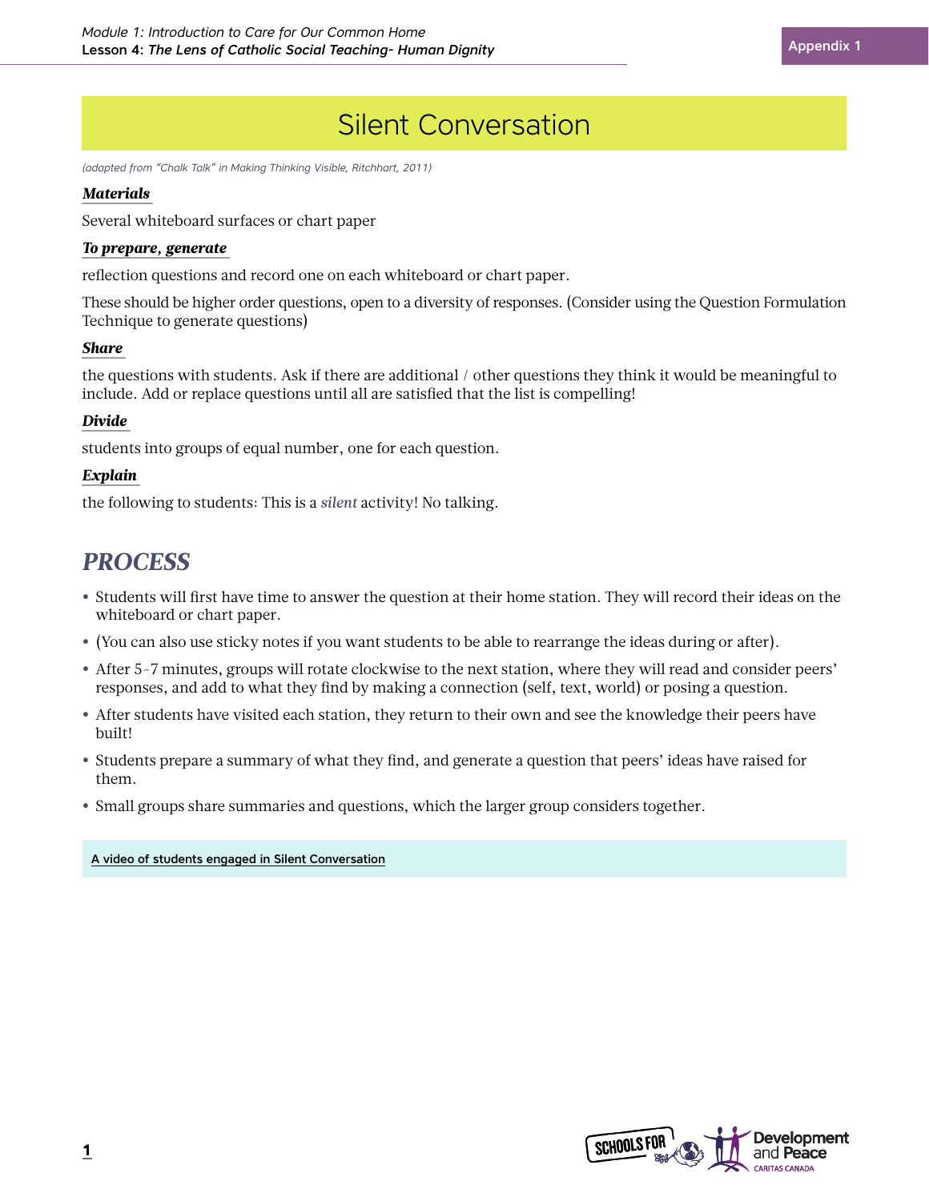# Silent Conversation

*(adapted from "Chalk Talk" in Making Thinking Visible, Ritchhart, 2011)*

***Materials***

Several whiteboard surfaces or chart paper

***To prepare, generate***

reflection questions and record one on each whiteboard or chart paper.

These should be higher order questions, open to a diversity of responses. (Consider using the Question Formulation Technique to generate questions)

***Share***

the questions with students. Ask if there are additional / other questions they think it would be meaningful to include. Add or replace questions until all are satisfied that the list is compelling!

***Divide***

students into groups of equal number, one for each question.

***Explain***

the following to students: This is a *silent* activity! No talking.

## *PROCESS*

- Students will first have time to answer the question at their home station. They will record their ideas on the whiteboard or chart paper.
- (You can also use sticky notes if you want students to be able to rearrange the ideas during or after).
- After 5–7 minutes, groups will rotate clockwise to the next station, where they will read and consider peers' responses, and add to what they find by making a connection (self, text, world) or posing a question.
- After students have visited each station, they return to their own and see the knowledge their peers have built!
- Students prepare a summary of what they find, and generate a question that peers' ideas have raised for them.
- Small groups share summaries and questions, which the larger group considers together.

A video of students engaged in Silent Conversation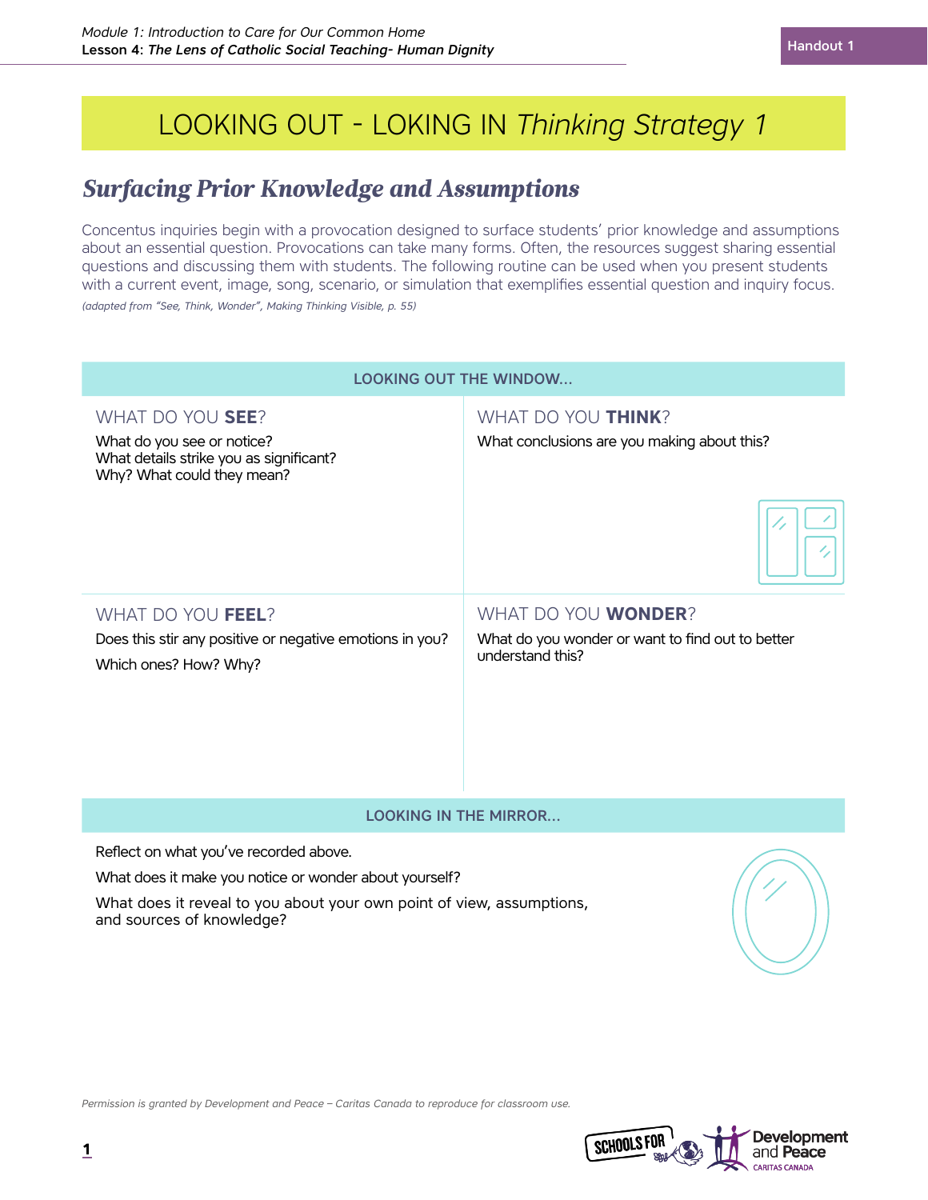# LOOKING OUT - LOKING IN *Thinking Strategy 1*

## *Surfacing Prior Knowledge and Assumptions*

Concentus inquiries begin with a provocation designed to surface students' prior knowledge and assumptions about an essential question. Provocations can take many forms. Often, the resources suggest sharing essential questions and discussing them with students. The following routine can be used when you present students with a current event, image, song, scenario, or simulation that exemplifies essential question and inquiry focus.

*(adapted from "See, Think, Wonder", Making Thinking Visible, p. 55)*

### LOOKING OUT THE WINDOW...

| | |
|---|---|
| WHAT DO YOU **SEE**?<br>What do you see or notice?<br>What details strike you as significant?<br>Why? What could they mean? | WHAT DO YOU **THINK**?<br>What conclusions are you making about this? |
| WHAT DO YOU **FEEL**?<br>Does this stir any positive or negative emotions in you?<br>Which ones? How? Why? | WHAT DO YOU **WONDER**?<br>What do you wonder or want to find out to better understand this? |

### LOOKING IN THE MIRROR...

Reflect on what you've recorded above.

What does it make you notice or wonder about yourself?

What does it reveal to you about your own point of view, assumptions, and sources of knowledge?

*Permission is granted by Development and Peace – Caritas Canada to reproduce for classroom use.*